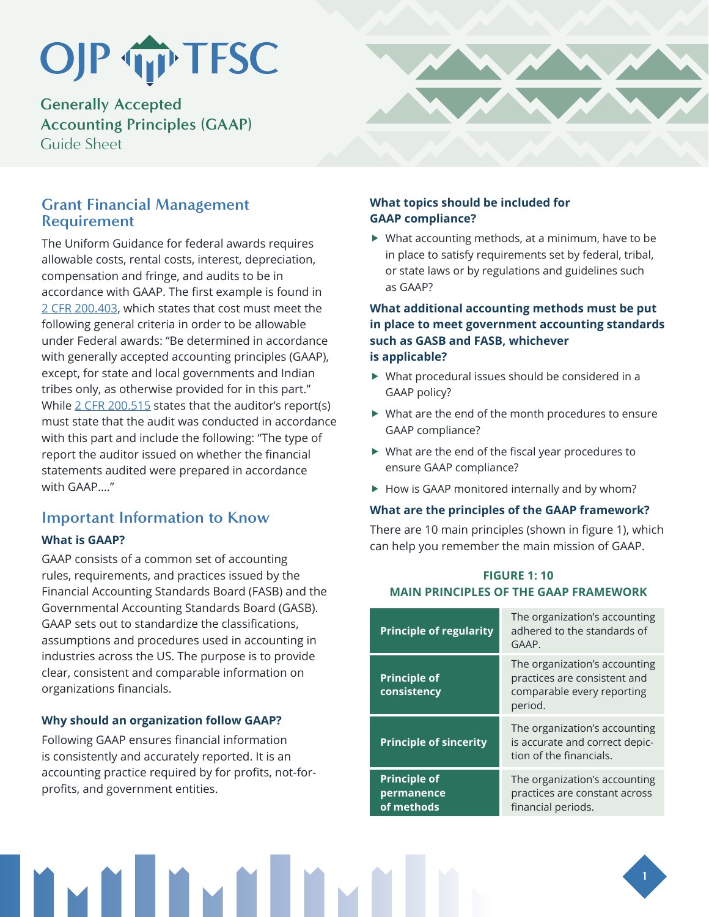# OJP TFSC

## Generally Accepted Accounting Principles (GAAP) Guide Sheet

## Grant Financial Management Requirement

The Uniform Guidance for federal awards requires allowable costs, rental costs, interest, depreciation, compensation and fringe, and audits to be in accordance with GAAP. The first example is found in 2 CFR 200.403, which states that cost must meet the following general criteria in order to be allowable under Federal awards: "Be determined in accordance with generally accepted accounting principles (GAAP), except, for state and local governments and Indian tribes only, as otherwise provided for in this part." While 2 CFR 200.515 states that the auditor's report(s) must state that the audit was conducted in accordance with this part and include the following: "The type of report the auditor issued on whether the financial statements audited were prepared in accordance with GAAP...."

## Important Information to Know

### What is GAAP?

GAAP consists of a common set of accounting rules, requirements, and practices issued by the Financial Accounting Standards Board (FASB) and the Governmental Accounting Standards Board (GASB). GAAP sets out to standardize the classifications, assumptions and procedures used in accounting in industries across the US. The purpose is to provide clear, consistent and comparable information on organizations financials.

### Why should an organization follow GAAP?

Following GAAP ensures financial information is consistently and accurately reported. It is an accounting practice required by for profits, not-for-profits, and government entities.

### What topics should be included for GAAP compliance?

- What accounting methods, at a minimum, have to be in place to satisfy requirements set by federal, tribal, or state laws or by regulations and guidelines such as GAAP?

### What additional accounting methods must be put in place to meet government accounting standards such as GASB and FASB, whichever is applicable?

- What procedural issues should be considered in a GAAP policy?
- What are the end of the month procedures to ensure GAAP compliance?
- What are the end of the fiscal year procedures to ensure GAAP compliance?
- How is GAAP monitored internally and by whom?

### What are the principles of the GAAP framework?

There are 10 main principles (shown in figure 1), which can help you remember the main mission of GAAP.

**FIGURE 1: 10 MAIN PRINCIPLES OF THE GAAP FRAMEWORK**

| Principle | Description |
| --- | --- |
| **Principle of regularity** | The organization's accounting adhered to the standards of GAAP. |
| **Principle of consistency** | The organization's accounting practices are consistent and comparable every reporting period. |
| **Principle of sincerity** | The organization's accounting is accurate and correct depiction of the financials. |
| **Principle of permanence of methods** | The organization's accounting practices are constant across financial periods. |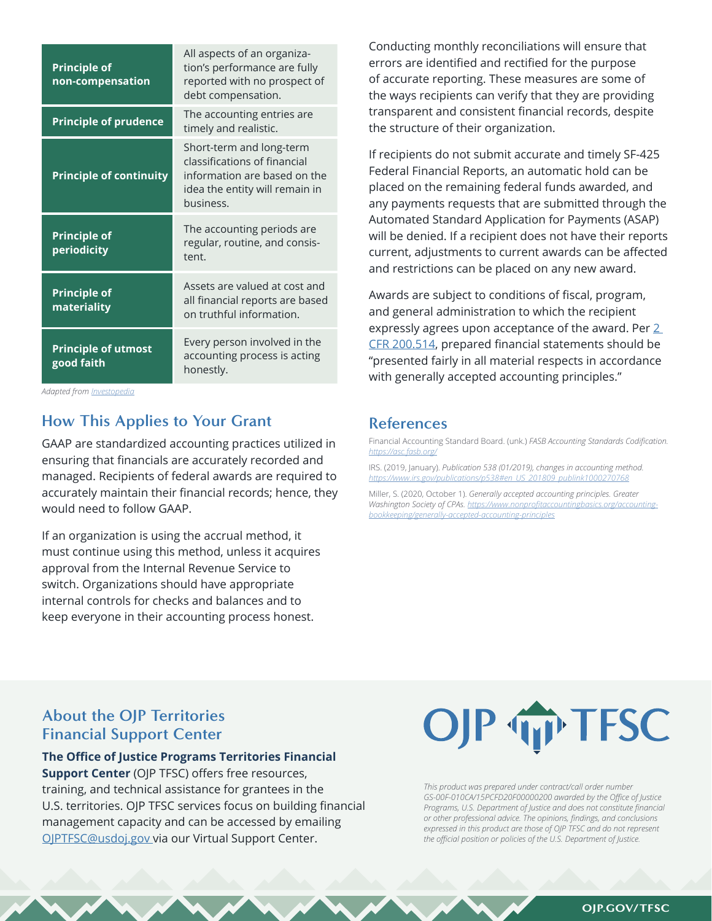| | |
|---|---|
| **Principle of non-compensation** | All aspects of an organization's performance are fully reported with no prospect of debt compensation. |
| **Principle of prudence** | The accounting entries are timely and realistic. |
| **Principle of continuity** | Short-term and long-term classifications of financial information are based on the idea the entity will remain in business. |
| **Principle of periodicity** | The accounting periods are regular, routine, and consistent. |
| **Principle of materiality** | Assets are valued at cost and all financial reports are based on truthful information. |
| **Principle of utmost good faith** | Every person involved in the accounting process is acting honestly. |

*Adapted from Investopedia*

## How This Applies to Your Grant

GAAP are standardized accounting practices utilized in ensuring that financials are accurately recorded and managed. Recipients of federal awards are required to accurately maintain their financial records; hence, they would need to follow GAAP.

If an organization is using the accrual method, it must continue using this method, unless it acquires approval from the Internal Revenue Service to switch. Organizations should have appropriate internal controls for checks and balances and to keep everyone in their accounting process honest.

Conducting monthly reconciliations will ensure that errors are identified and rectified for the purpose of accurate reporting. These measures are some of the ways recipients can verify that they are providing transparent and consistent financial records, despite the structure of their organization.

If recipients do not submit accurate and timely SF-425 Federal Financial Reports, an automatic hold can be placed on the remaining federal funds awarded, and any payments requests that are submitted through the Automated Standard Application for Payments (ASAP) will be denied. If a recipient does not have their reports current, adjustments to current awards can be affected and restrictions can be placed on any new award.

Awards are subject to conditions of fiscal, program, and general administration to which the recipient expressly agrees upon acceptance of the award. Per 2 CFR 200.514, prepared financial statements should be "presented fairly in all material respects in accordance with generally accepted accounting principles."

## References

Financial Accounting Standard Board. (unk.) *FASB Accounting Standards Codification.* https://asc.fasb.org/

IRS. (2019, January). *Publication 538 (01/2019), changes in accounting method.* https://www.irs.gov/publications/p538#en_US_201809_publink1000270768

Miller, S. (2020, October 1). *Generally accepted accounting principles. Greater Washington Society of CPAs.* https://www.nonprofitaccountingbasics.org/accounting-bookkeeping/generally-accepted-accounting-principles

## About the OJP Territories Financial Support Center

**The Office of Justice Programs Territories Financial Support Center** (OJP TFSC) offers free resources, training, and technical assistance for grantees in the U.S. territories. OJP TFSC services focus on building financial management capacity and can be accessed by emailing OJPTFSC@usdoj.gov via our Virtual Support Center.

OJP TFSC

*This product was prepared under contract/call order number GS-00F-010CA/15PCFD20F00000200 awarded by the Office of Justice Programs, U.S. Department of Justice and does not constitute financial or other professional advice. The opinions, findings, and conclusions expressed in this product are those of OJP TFSC and do not represent the official position or policies of the U.S. Department of Justice.*

OJP.GOV/TFSC